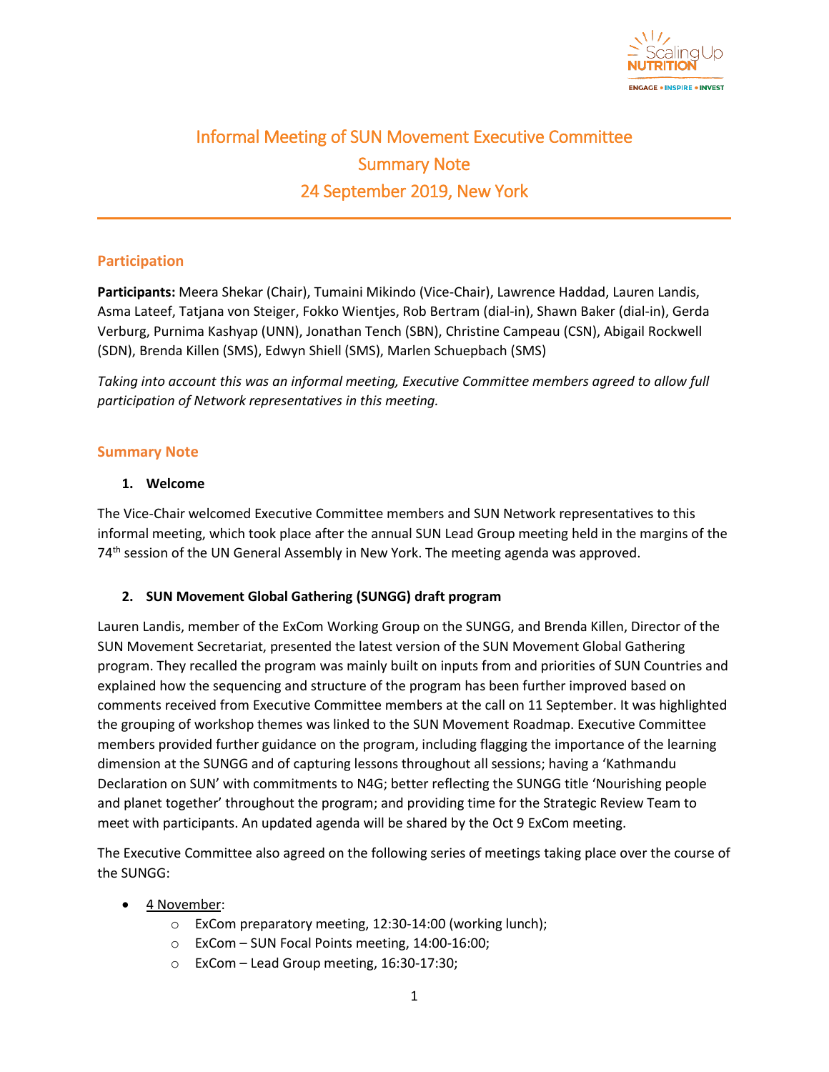# Informal Meeting of SUN Movement Executive Committee
## Summary Note
## 24 September 2019, New York

### Participation

**Participants:** Meera Shekar (Chair), Tumaini Mikindo (Vice-Chair), Lawrence Haddad, Lauren Landis, Asma Lateef, Tatjana von Steiger, Fokko Wientjes, Rob Bertram (dial-in), Shawn Baker (dial-in), Gerda Verburg, Purnima Kashyap (UNN), Jonathan Tench (SBN), Christine Campeau (CSN), Abigail Rockwell (SDN), Brenda Killen (SMS), Edwyn Shiell (SMS), Marlen Schuepbach (SMS)

*Taking into account this was an informal meeting, Executive Committee members agreed to allow full participation of Network representatives in this meeting.*

### Summary Note

1. **Welcome**

The Vice-Chair welcomed Executive Committee members and SUN Network representatives to this informal meeting, which took place after the annual SUN Lead Group meeting held in the margins of the 74th session of the UN General Assembly in New York. The meeting agenda was approved.

2. **SUN Movement Global Gathering (SUNGG) draft program**

Lauren Landis, member of the ExCom Working Group on the SUNGG, and Brenda Killen, Director of the SUN Movement Secretariat, presented the latest version of the SUN Movement Global Gathering program. They recalled the program was mainly built on inputs from and priorities of SUN Countries and explained how the sequencing and structure of the program has been further improved based on comments received from Executive Committee members at the call on 11 September. It was highlighted the grouping of workshop themes was linked to the SUN Movement Roadmap. Executive Committee members provided further guidance on the program, including flagging the importance of the learning dimension at the SUNGG and of capturing lessons throughout all sessions; having a 'Kathmandu Declaration on SUN' with commitments to N4G; better reflecting the SUNGG title 'Nourishing people and planet together' throughout the program; and providing time for the Strategic Review Team to meet with participants. An updated agenda will be shared by the Oct 9 ExCom meeting.

The Executive Committee also agreed on the following series of meetings taking place over the course of the SUNGG:

- <u>4 November</u>:
  - ExCom preparatory meeting, 12:30-14:00 (working lunch);
  - ExCom – SUN Focal Points meeting, 14:00-16:00;
  - ExCom – Lead Group meeting, 16:30-17:30;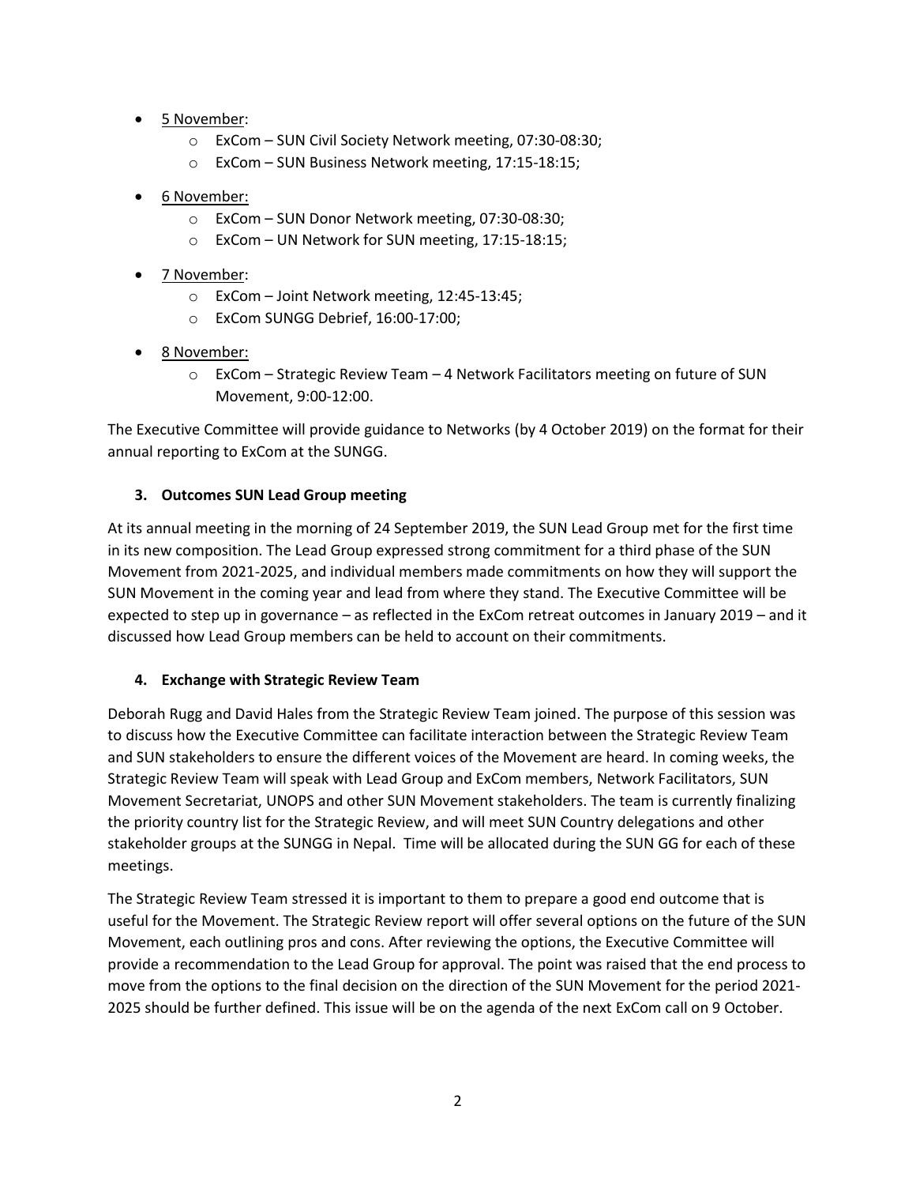- 5 November:
    - ExCom – SUN Civil Society Network meeting, 07:30-08:30;
    - ExCom – SUN Business Network meeting, 17:15-18:15;
- 6 November:
    - ExCom – SUN Donor Network meeting, 07:30-08:30;
    - ExCom – UN Network for SUN meeting, 17:15-18:15;
- 7 November:
    - ExCom – Joint Network meeting, 12:45-13:45;
    - ExCom SUNGG Debrief, 16:00-17:00;
- 8 November:
    - ExCom – Strategic Review Team – 4 Network Facilitators meeting on future of SUN Movement, 9:00-12:00.

The Executive Committee will provide guidance to Networks (by 4 October 2019) on the format for their annual reporting to ExCom at the SUNGG.

**3. Outcomes SUN Lead Group meeting**

At its annual meeting in the morning of 24 September 2019, the SUN Lead Group met for the first time in its new composition. The Lead Group expressed strong commitment for a third phase of the SUN Movement from 2021-2025, and individual members made commitments on how they will support the SUN Movement in the coming year and lead from where they stand. The Executive Committee will be expected to step up in governance – as reflected in the ExCom retreat outcomes in January 2019 – and it discussed how Lead Group members can be held to account on their commitments.

**4. Exchange with Strategic Review Team**

Deborah Rugg and David Hales from the Strategic Review Team joined. The purpose of this session was to discuss how the Executive Committee can facilitate interaction between the Strategic Review Team and SUN stakeholders to ensure the different voices of the Movement are heard. In coming weeks, the Strategic Review Team will speak with Lead Group and ExCom members, Network Facilitators, SUN Movement Secretariat, UNOPS and other SUN Movement stakeholders. The team is currently finalizing the priority country list for the Strategic Review, and will meet SUN Country delegations and other stakeholder groups at the SUNGG in Nepal. Time will be allocated during the SUN GG for each of these meetings.

The Strategic Review Team stressed it is important to them to prepare a good end outcome that is useful for the Movement. The Strategic Review report will offer several options on the future of the SUN Movement, each outlining pros and cons. After reviewing the options, the Executive Committee will provide a recommendation to the Lead Group for approval. The point was raised that the end process to move from the options to the final decision on the direction of the SUN Movement for the period 2021-2025 should be further defined. This issue will be on the agenda of the next ExCom call on 9 October.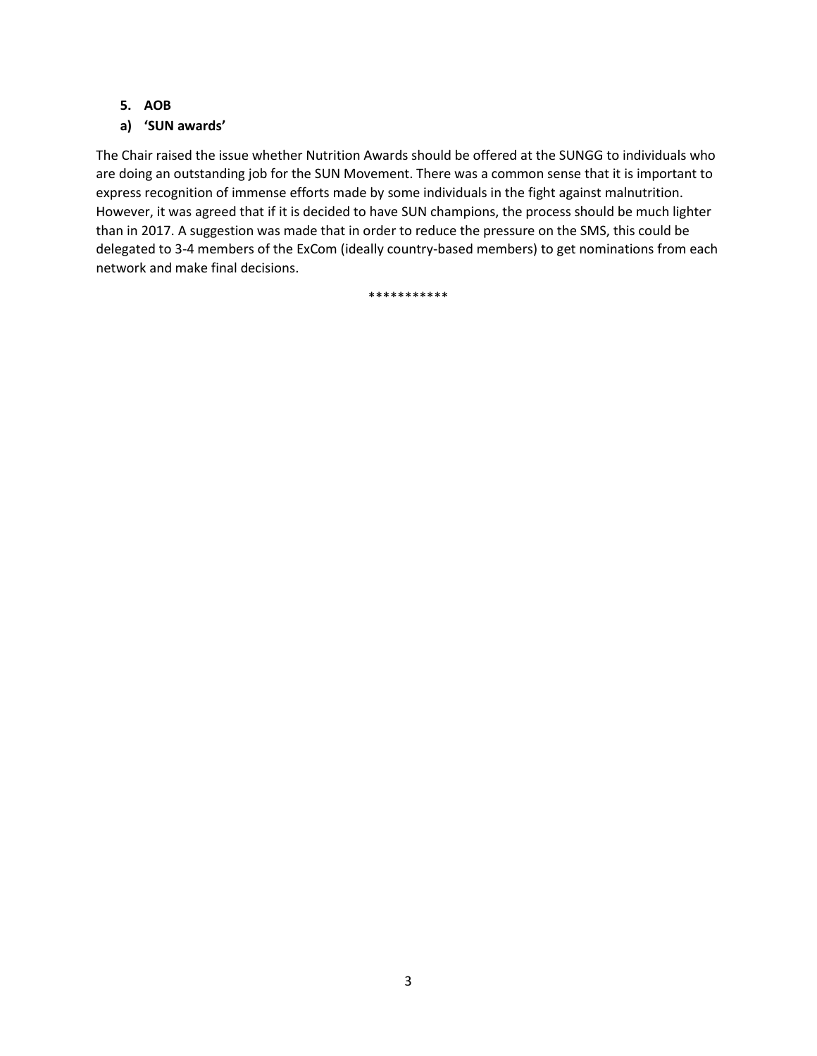**5. AOB**

**a) 'SUN awards'**

The Chair raised the issue whether Nutrition Awards should be offered at the SUNGG to individuals who are doing an outstanding job for the SUN Movement. There was a common sense that it is important to express recognition of immense efforts made by some individuals in the fight against malnutrition. However, it was agreed that if it is decided to have SUN champions, the process should be much lighter than in 2017. A suggestion was made that in order to reduce the pressure on the SMS, this could be delegated to 3-4 members of the ExCom (ideally country-based members) to get nominations from each network and make final decisions.

***********